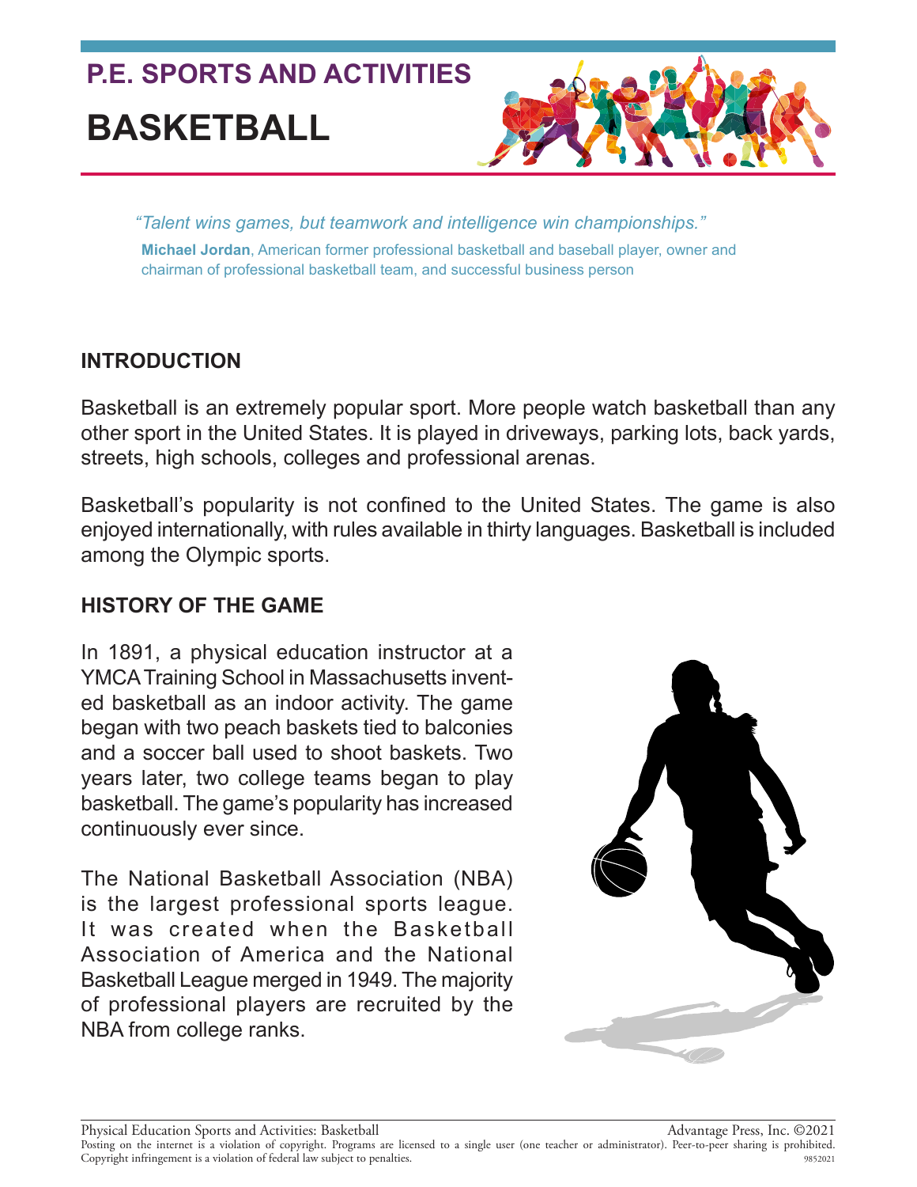## P.E. SPORTS AND ACTIVITIES

# BASKETBALL

*"Talent wins games, but teamwork and intelligence win championships."*

**Michael Jordan**, American former professional basketball and baseball player, owner and chairman of professional basketball team, and successful business person

## INTRODUCTION

Basketball is an extremely popular sport. More people watch basketball than any other sport in the United States. It is played in driveways, parking lots, back yards, streets, high schools, colleges and professional arenas.

Basketball's popularity is not confined to the United States. The game is also enjoyed internationally, with rules available in thirty languages. Basketball is included among the Olympic sports.

## HISTORY OF THE GAME

In 1891, a physical education instructor at a YMCA Training School in Massachusetts invented basketball as an indoor activity. The game began with two peach baskets tied to balconies and a soccer ball used to shoot baskets. Two years later, two college teams began to play basketball. The game's popularity has increased continuously ever since.

The National Basketball Association (NBA) is the largest professional sports league. It was created when the Basketball Association of America and the National Basketball League merged in 1949. The majority of professional players are recruited by the NBA from college ranks.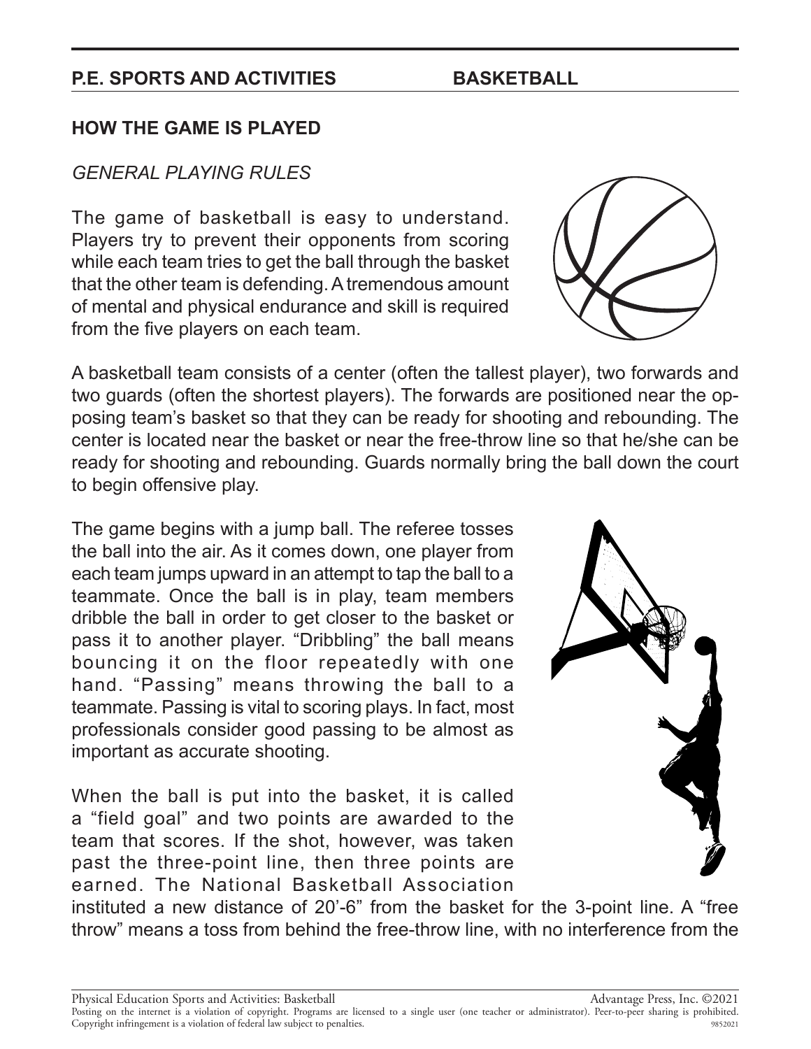## HOW THE GAME IS PLAYED

### *GENERAL PLAYING RULES*

The game of basketball is easy to understand. Players try to prevent their opponents from scoring while each team tries to get the ball through the basket that the other team is defending. A tremendous amount of mental and physical endurance and skill is required from the five players on each team.

A basketball team consists of a center (often the tallest player), two forwards and two guards (often the shortest players). The forwards are positioned near the opposing team's basket so that they can be ready for shooting and rebounding. The center is located near the basket or near the free-throw line so that he/she can be ready for shooting and rebounding. Guards normally bring the ball down the court to begin offensive play.

The game begins with a jump ball. The referee tosses the ball into the air. As it comes down, one player from each team jumps upward in an attempt to tap the ball to a teammate. Once the ball is in play, team members dribble the ball in order to get closer to the basket or pass it to another player. "Dribbling" the ball means bouncing it on the floor repeatedly with one hand. "Passing" means throwing the ball to a teammate. Passing is vital to scoring plays. In fact, most professionals consider good passing to be almost as important as accurate shooting.

When the ball is put into the basket, it is called a "field goal" and two points are awarded to the team that scores. If the shot, however, was taken past the three-point line, then three points are earned. The National Basketball Association instituted a new distance of 20'-6" from the basket for the 3-point line. A "free throw" means a toss from behind the free-throw line, with no interference from the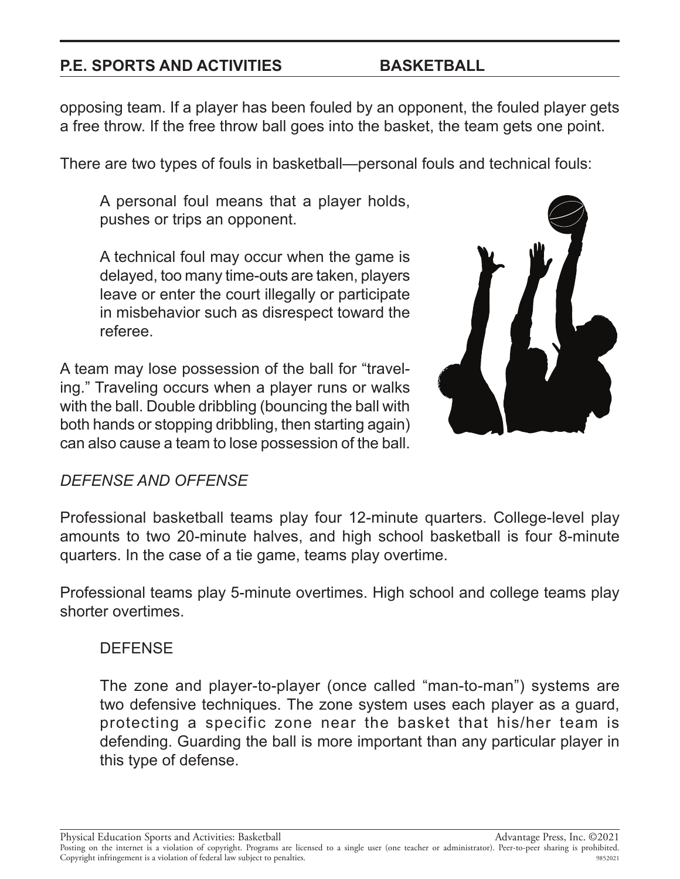opposing team. If a player has been fouled by an opponent, the fouled player gets a free throw. If the free throw ball goes into the basket, the team gets one point.

There are two types of fouls in basketball—personal fouls and technical fouls:

> A personal foul means that a player holds, pushes or trips an opponent.
>
> A technical foul may occur when the game is delayed, too many time-outs are taken, players leave or enter the court illegally or participate in misbehavior such as disrespect toward the referee.

A team may lose possession of the ball for "traveling." Traveling occurs when a player runs or walks with the ball. Double dribbling (bouncing the ball with both hands or stopping dribbling, then starting again) can also cause a team to lose possession of the ball.

*DEFENSE AND OFFENSE*

Professional basketball teams play four 12-minute quarters. College-level play amounts to two 20-minute halves, and high school basketball is four 8-minute quarters. In the case of a tie game, teams play overtime.

Professional teams play 5-minute overtimes. High school and college teams play shorter overtimes.

DEFENSE

> The zone and player-to-player (once called "man-to-man") systems are two defensive techniques. The zone system uses each player as a guard, protecting a specific zone near the basket that his/her team is defending. Guarding the ball is more important than any particular player in this type of defense.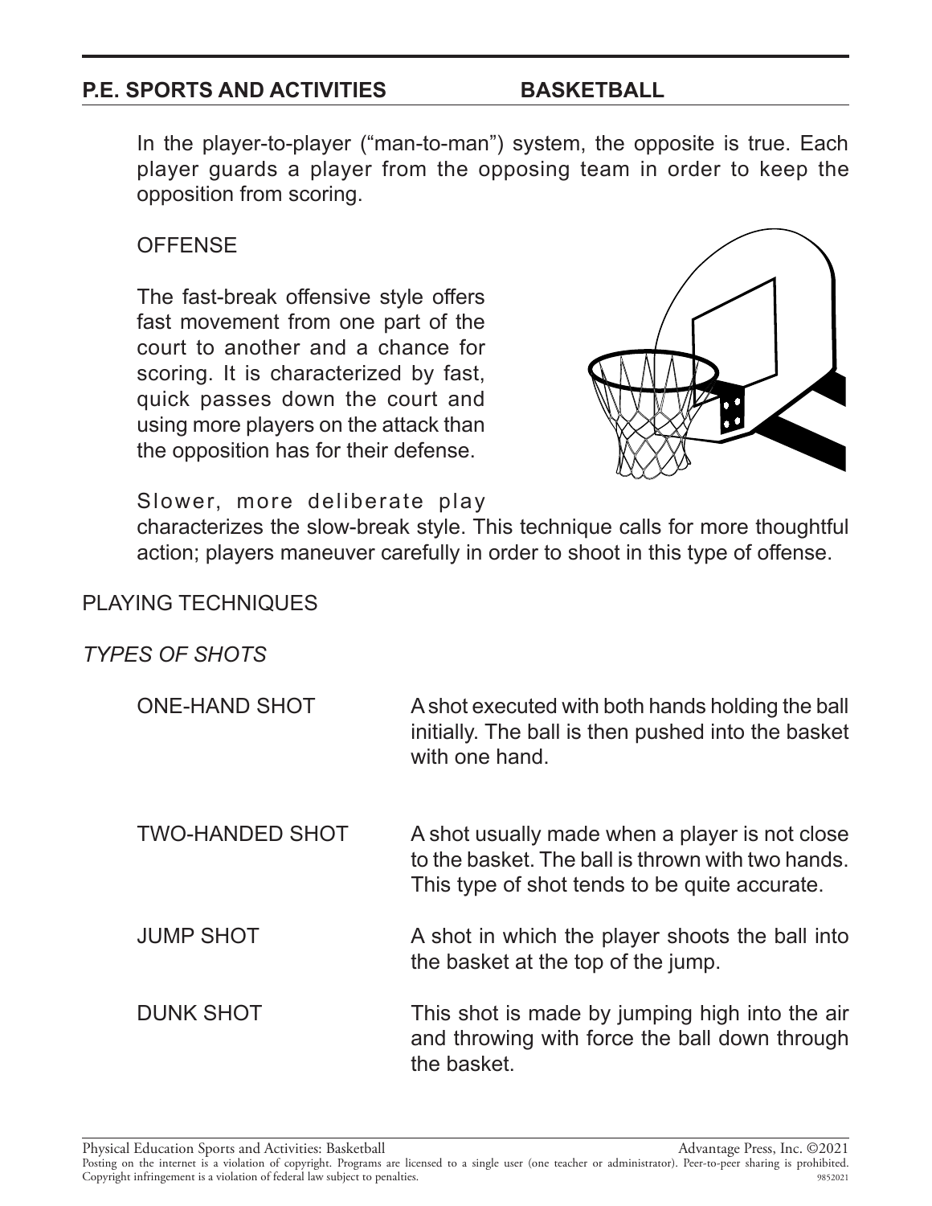In the player-to-player ("man-to-man") system, the opposite is true. Each player guards a player from the opposing team in order to keep the opposition from scoring.

OFFENSE

The fast-break offensive style offers fast movement from one part of the court to another and a chance for scoring. It is characterized by fast, quick passes down the court and using more players on the attack than the opposition has for their defense.

Slower, more deliberate play characterizes the slow-break style. This technique calls for more thoughtful action; players maneuver carefully in order to shoot in this type of offense.

## PLAYING TECHNIQUES

### *TYPES OF SHOTS*

| | |
|---|---|
| ONE-HAND SHOT | A shot executed with both hands holding the ball initially. The ball is then pushed into the basket with one hand. |
| TWO-HANDED SHOT | A shot usually made when a player is not close to the basket. The ball is thrown with two hands. This type of shot tends to be quite accurate. |
| JUMP SHOT | A shot in which the player shoots the ball into the basket at the top of the jump. |
| DUNK SHOT | This shot is made by jumping high into the air and throwing with force the ball down through the basket. |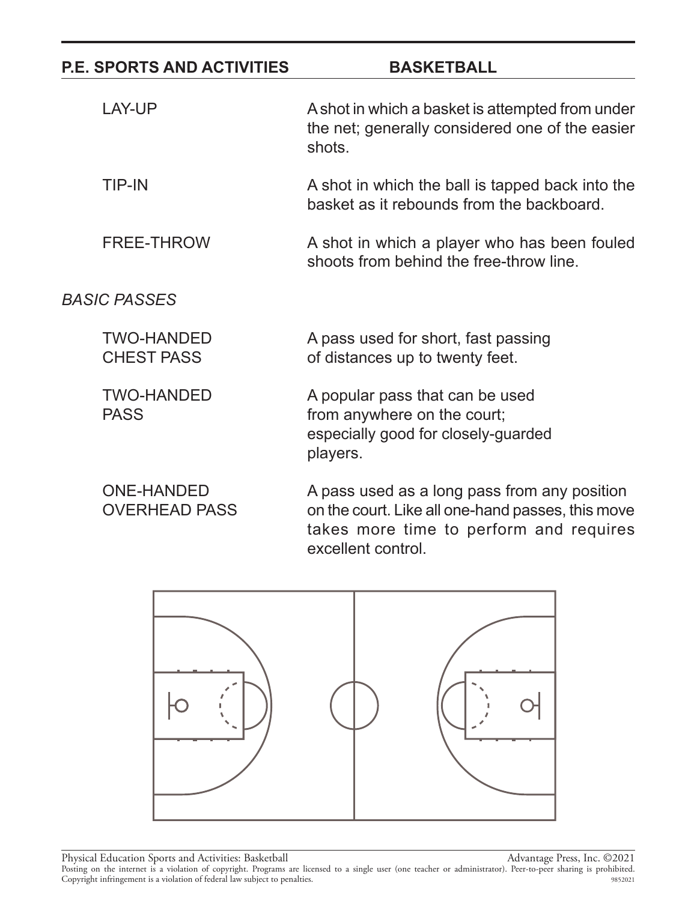**P.E. SPORTS AND ACTIVITIES** **BASKETBALL**

| | |
|---|---|
| LAY-UP | A shot in which a basket is attempted from under the net; generally considered one of the easier shots. |
| TIP-IN | A shot in which the ball is tapped back into the basket as it rebounds from the backboard. |
| FREE-THROW | A shot in which a player who has been fouled shoots from behind the free-throw line. |

*BASIC PASSES*

| | |
|---|---|
| TWO-HANDED CHEST PASS | A pass used for short, fast passing of distances up to twenty feet. |
| TWO-HANDED PASS | A popular pass that can be used from anywhere on the court; especially good for closely-guarded players. |
| ONE-HANDED OVERHEAD PASS | A pass used as a long pass from any position on the court. Like all one-hand passes, this move takes more time to perform and requires excellent control. |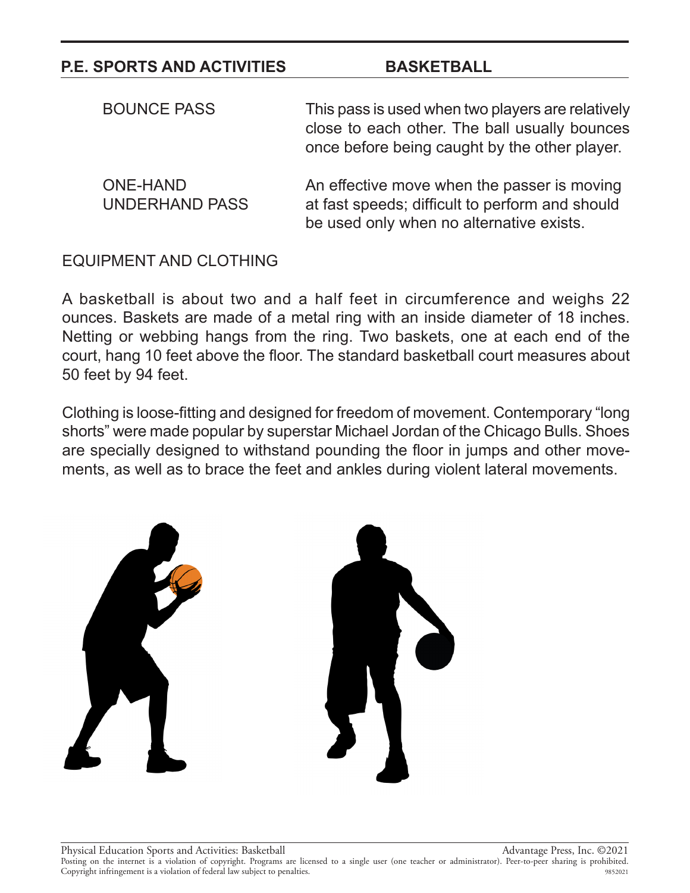| | |
|---|---|
| BOUNCE PASS | This pass is used when two players are relatively close to each other. The ball usually bounces once before being caught by the other player. |
| ONE-HAND UNDERHAND PASS | An effective move when the passer is moving at fast speeds; difficult to perform and should be used only when no alternative exists. |

## EQUIPMENT AND CLOTHING

A basketball is about two and a half feet in circumference and weighs 22 ounces. Baskets are made of a metal ring with an inside diameter of 18 inches. Netting or webbing hangs from the ring. Two baskets, one at each end of the court, hang 10 feet above the floor. The standard basketball court measures about 50 feet by 94 feet.

Clothing is loose-fitting and designed for freedom of movement. Contemporary "long shorts" were made popular by superstar Michael Jordan of the Chicago Bulls. Shoes are specially designed to withstand pounding the floor in jumps and other movements, as well as to brace the feet and ankles during violent lateral movements.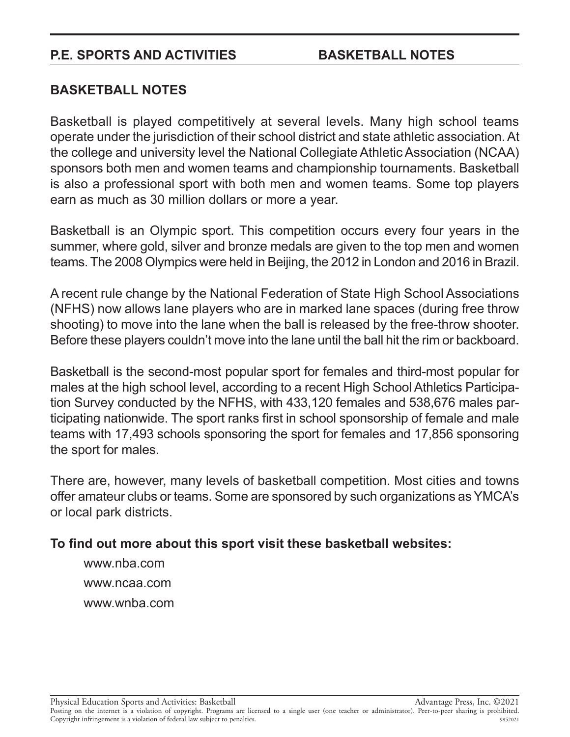## BASKETBALL NOTES

Basketball is played competitively at several levels. Many high school teams operate under the jurisdiction of their school district and state athletic association. At the college and university level the National Collegiate Athletic Association (NCAA) sponsors both men and women teams and championship tournaments. Basketball is also a professional sport with both men and women teams. Some top players earn as much as 30 million dollars or more a year.

Basketball is an Olympic sport. This competition occurs every four years in the summer, where gold, silver and bronze medals are given to the top men and women teams. The 2008 Olympics were held in Beijing, the 2012 in London and 2016 in Brazil.

A recent rule change by the National Federation of State High School Associations (NFHS) now allows lane players who are in marked lane spaces (during free throw shooting) to move into the lane when the ball is released by the free-throw shooter. Before these players couldn't move into the lane until the ball hit the rim or backboard.

Basketball is the second-most popular sport for females and third-most popular for males at the high school level, according to a recent High School Athletics Participation Survey conducted by the NFHS, with 433,120 females and 538,676 males participating nationwide. The sport ranks first in school sponsorship of female and male teams with 17,493 schools sponsoring the sport for females and 17,856 sponsoring the sport for males.

There are, however, many levels of basketball competition. Most cities and towns offer amateur clubs or teams. Some are sponsored by such organizations as YMCA's or local park districts.

**To find out more about this sport visit these basketball websites:**

www.nba.com
www.ncaa.com
www.wnba.com